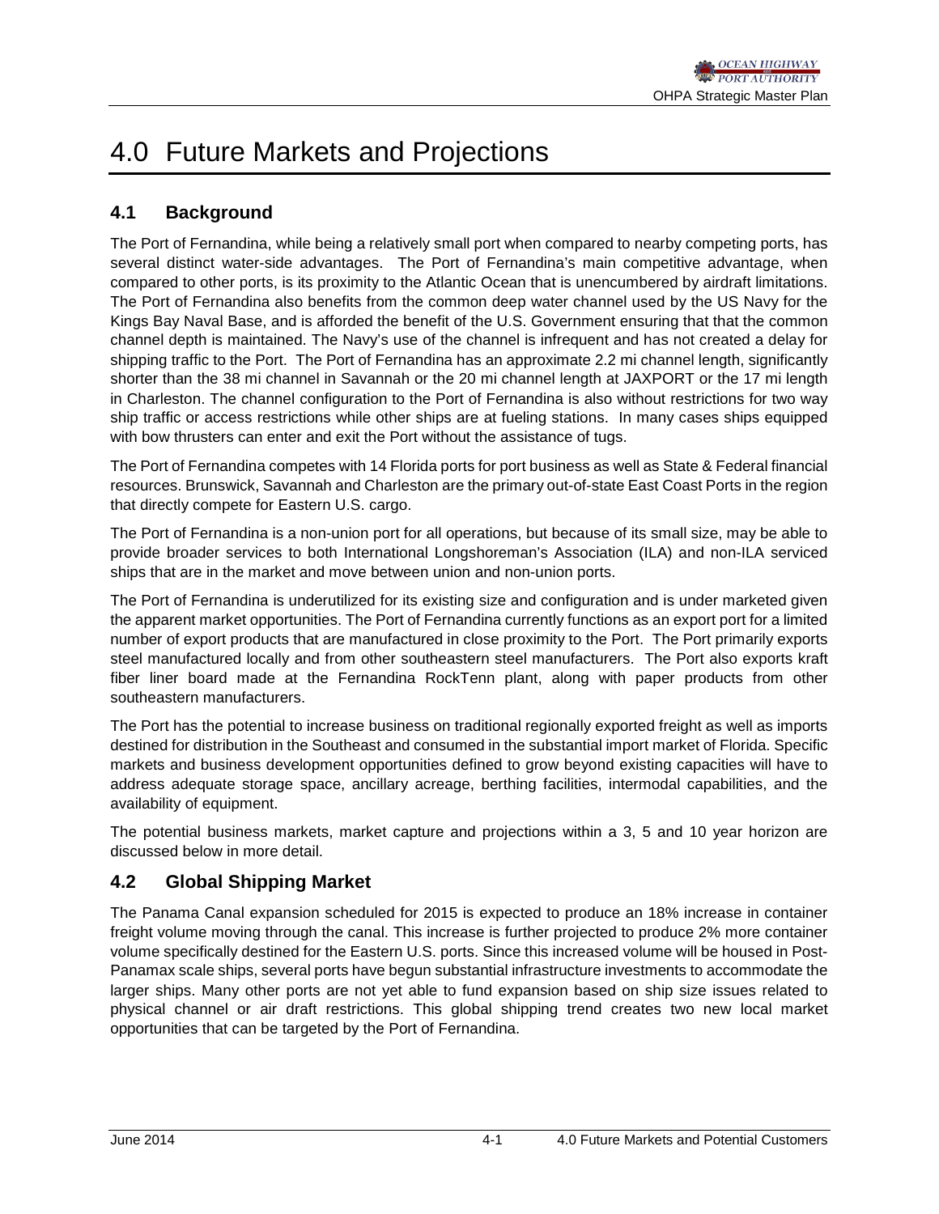# 4.0 Future Markets and Projections

## 4.1 Background

The Port of Fernandina, while being a relatively small port when compared to nearby competing ports, has several distinct water-side advantages. The Port of Fernandina's main competitive advantage, when compared to other ports, is its proximity to the Atlantic Ocean that is unencumbered by airdraft limitations. The Port of Fernandina also benefits from the common deep water channel used by the US Navy for the Kings Bay Naval Base, and is afforded the benefit of the U.S. Government ensuring that that the common channel depth is maintained. The Navy's use of the channel is infrequent and has not created a delay for shipping traffic to the Port. The Port of Fernandina has an approximate 2.2 mi channel length, significantly shorter than the 38 mi channel in Savannah or the 20 mi channel length at JAXPORT or the 17 mi length in Charleston. The channel configuration to the Port of Fernandina is also without restrictions for two way ship traffic or access restrictions while other ships are at fueling stations. In many cases ships equipped with bow thrusters can enter and exit the Port without the assistance of tugs.

The Port of Fernandina competes with 14 Florida ports for port business as well as State & Federal financial resources. Brunswick, Savannah and Charleston are the primary out-of-state East Coast Ports in the region that directly compete for Eastern U.S. cargo.

The Port of Fernandina is a non-union port for all operations, but because of its small size, may be able to provide broader services to both International Longshoreman's Association (ILA) and non-ILA serviced ships that are in the market and move between union and non-union ports.

The Port of Fernandina is underutilized for its existing size and configuration and is under marketed given the apparent market opportunities. The Port of Fernandina currently functions as an export port for a limited number of export products that are manufactured in close proximity to the Port. The Port primarily exports steel manufactured locally and from other southeastern steel manufacturers. The Port also exports kraft fiber liner board made at the Fernandina RockTenn plant, along with paper products from other southeastern manufacturers.

The Port has the potential to increase business on traditional regionally exported freight as well as imports destined for distribution in the Southeast and consumed in the substantial import market of Florida. Specific markets and business development opportunities defined to grow beyond existing capacities will have to address adequate storage space, ancillary acreage, berthing facilities, intermodal capabilities, and the availability of equipment.

The potential business markets, market capture and projections within a 3, 5 and 10 year horizon are discussed below in more detail.

## 4.2 Global Shipping Market

The Panama Canal expansion scheduled for 2015 is expected to produce an 18% increase in container freight volume moving through the canal. This increase is further projected to produce 2% more container volume specifically destined for the Eastern U.S. ports. Since this increased volume will be housed in Post-Panamax scale ships, several ports have begun substantial infrastructure investments to accommodate the larger ships. Many other ports are not yet able to fund expansion based on ship size issues related to physical channel or air draft restrictions. This global shipping trend creates two new local market opportunities that can be targeted by the Port of Fernandina.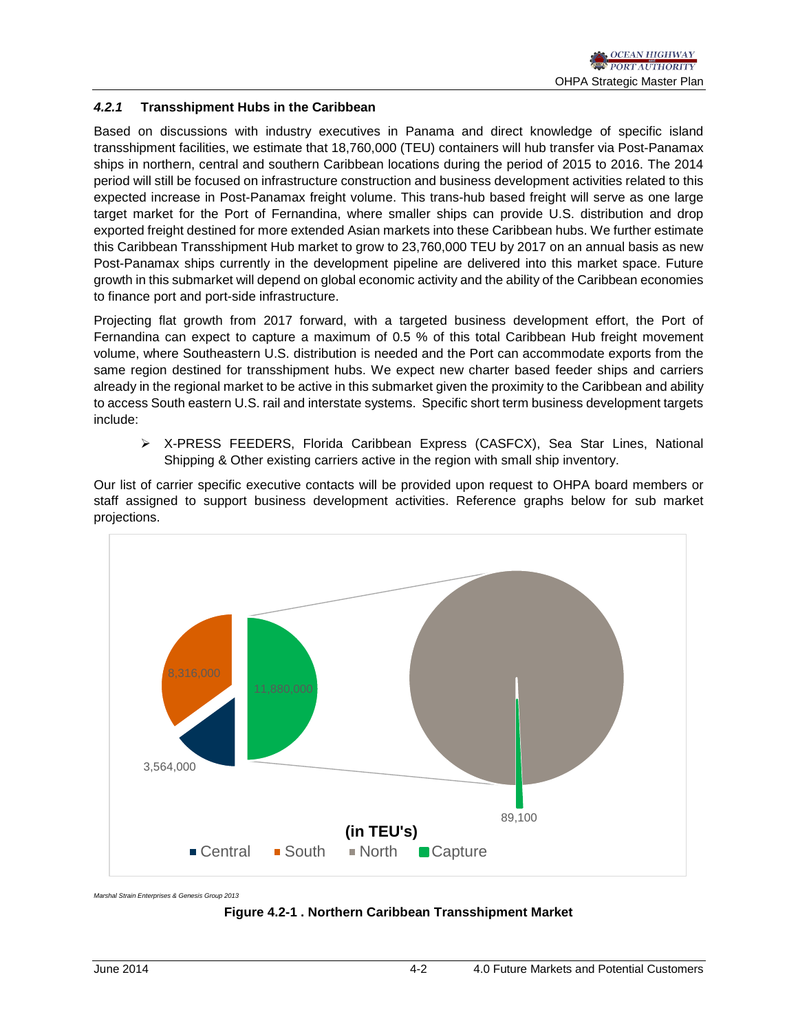### *4.2.1* Transshipment Hubs in the Caribbean

Based on discussions with industry executives in Panama and direct knowledge of specific island transshipment facilities, we estimate that 18,760,000 (TEU) containers will hub transfer via Post-Panamax ships in northern, central and southern Caribbean locations during the period of 2015 to 2016. The 2014 period will still be focused on infrastructure construction and business development activities related to this expected increase in Post-Panamax freight volume. This trans-hub based freight will serve as one large target market for the Port of Fernandina, where smaller ships can provide U.S. distribution and drop exported freight destined for more extended Asian markets into these Caribbean hubs. We further estimate this Caribbean Transshipment Hub market to grow to 23,760,000 TEU by 2017 on an annual basis as new Post-Panamax ships currently in the development pipeline are delivered into this market space. Future growth in this submarket will depend on global economic activity and the ability of the Caribbean economies to finance port and port-side infrastructure.

Projecting flat growth from 2017 forward, with a targeted business development effort, the Port of Fernandina can expect to capture a maximum of 0.5 % of this total Caribbean Hub freight movement volume, where Southeastern U.S. distribution is needed and the Port can accommodate exports from the same region destined for transshipment hubs. We expect new charter based feeder ships and carriers already in the regional market to be active in this submarket given the proximity to the Caribbean and ability to access South eastern U.S. rail and interstate systems. Specific short term business development targets include:

- X-PRESS FEEDERS, Florida Caribbean Express (CASFCX), Sea Star Lines, National Shipping & Other existing carriers active in the region with small ship inventory.

Our list of carrier specific executive contacts will be provided upon request to OHPA board members or staff assigned to support business development activities. Reference graphs below for sub market projections.

8,316,000

11,880,000

3,564,000

89,100

**(in TEU's)**

Central South North Capture

*Marshal Strain Enterprises & Genesis Group 2013*

**Figure 4.2-1 . Northern Caribbean Transshipment Market**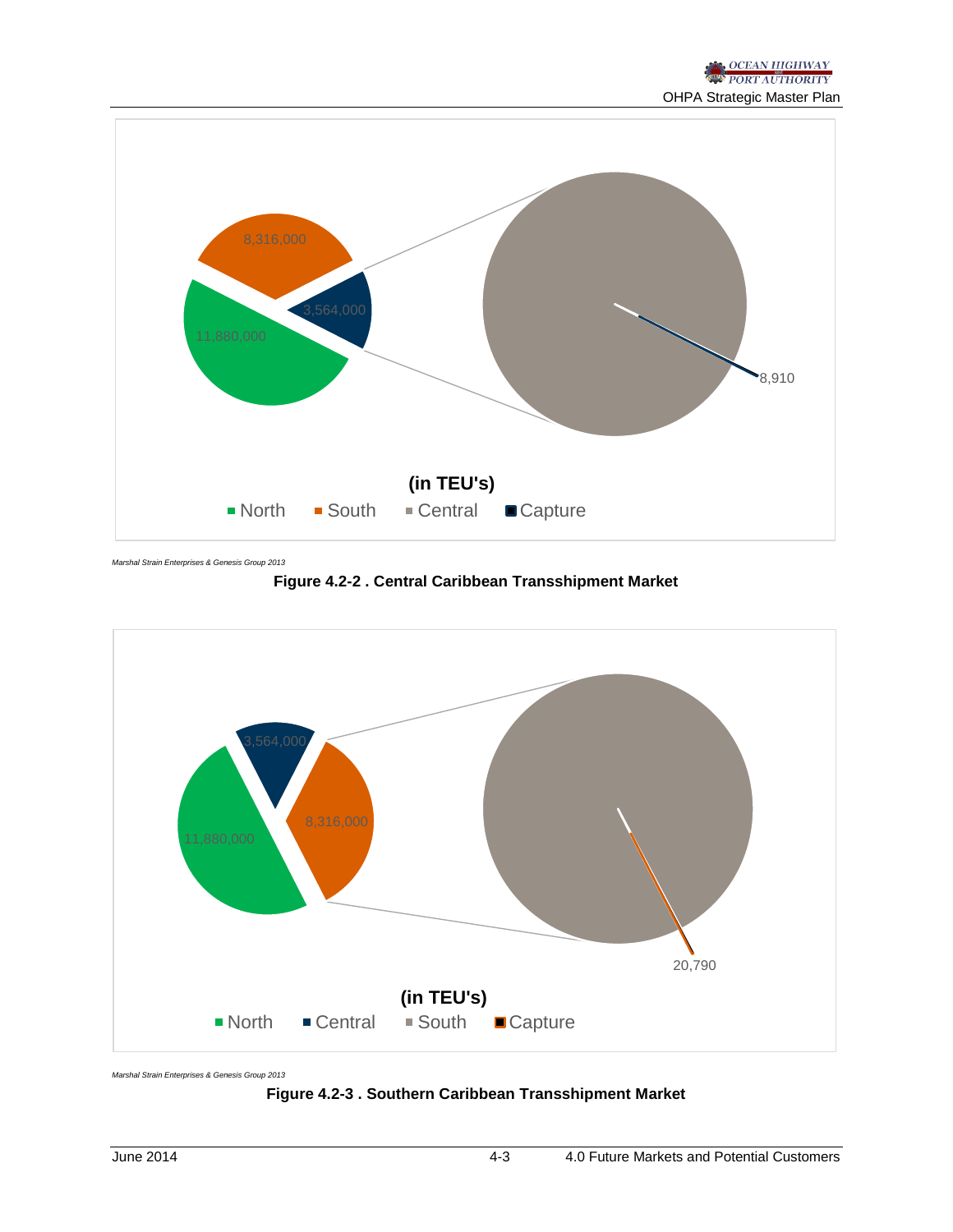(in TEU's)

North | South | Central | Capture

8,316,000
3,564,000
11,880,000
8,910

*Marshal Strain Enterprises & Genesis Group 2013*

**Figure 4.2-2 . Central Caribbean Transshipment Market**

(in TEU's)

North | Central | South | Capture

3,564,000
8,316,000
11,880,000
20,790

*Marshal Strain Enterprises & Genesis Group 2013*

**Figure 4.2-3 . Southern Caribbean Transshipment Market**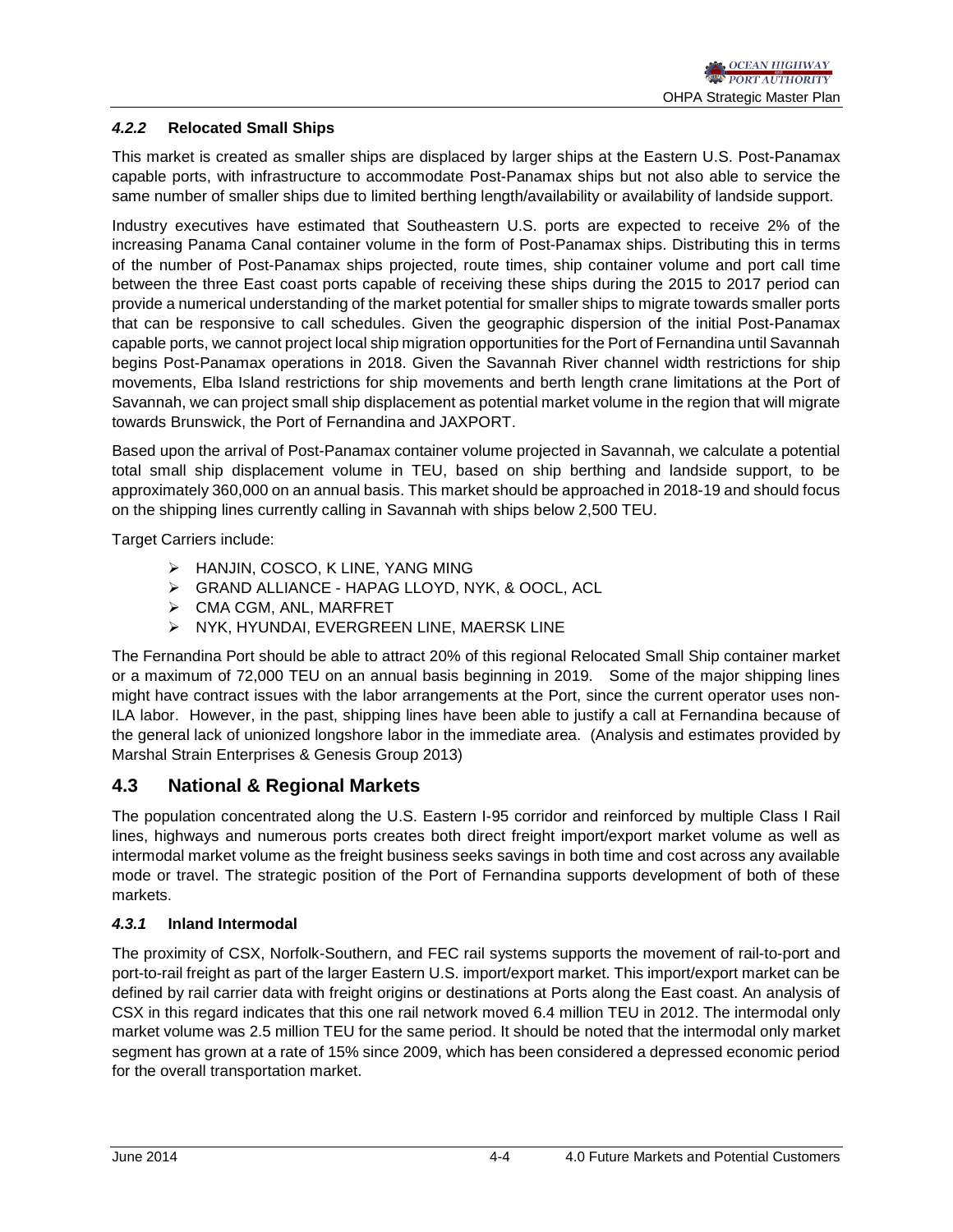### *4.2.2* Relocated Small Ships

This market is created as smaller ships are displaced by larger ships at the Eastern U.S. Post-Panamax capable ports, with infrastructure to accommodate Post-Panamax ships but not also able to service the same number of smaller ships due to limited berthing length/availability or availability of landside support.

Industry executives have estimated that Southeastern U.S. ports are expected to receive 2% of the increasing Panama Canal container volume in the form of Post-Panamax ships. Distributing this in terms of the number of Post-Panamax ships projected, route times, ship container volume and port call time between the three East coast ports capable of receiving these ships during the 2015 to 2017 period can provide a numerical understanding of the market potential for smaller ships to migrate towards smaller ports that can be responsive to call schedules. Given the geographic dispersion of the initial Post-Panamax capable ports, we cannot project local ship migration opportunities for the Port of Fernandina until Savannah begins Post-Panamax operations in 2018. Given the Savannah River channel width restrictions for ship movements, Elba Island restrictions for ship movements and berth length crane limitations at the Port of Savannah, we can project small ship displacement as potential market volume in the region that will migrate towards Brunswick, the Port of Fernandina and JAXPORT.

Based upon the arrival of Post-Panamax container volume projected in Savannah, we calculate a potential total small ship displacement volume in TEU, based on ship berthing and landside support, to be approximately 360,000 on an annual basis. This market should be approached in 2018-19 and should focus on the shipping lines currently calling in Savannah with ships below 2,500 TEU.

Target Carriers include:

- HANJIN, COSCO, K LINE, YANG MING
- GRAND ALLIANCE - HAPAG LLOYD, NYK, & OOCL, ACL
- CMA CGM, ANL, MARFRET
- NYK, HYUNDAI, EVERGREEN LINE, MAERSK LINE

The Fernandina Port should be able to attract 20% of this regional Relocated Small Ship container market or a maximum of 72,000 TEU on an annual basis beginning in 2019. Some of the major shipping lines might have contract issues with the labor arrangements at the Port, since the current operator uses non-ILA labor. However, in the past, shipping lines have been able to justify a call at Fernandina because of the general lack of unionized longshore labor in the immediate area. (Analysis and estimates provided by Marshal Strain Enterprises & Genesis Group 2013)

## 4.3 National & Regional Markets

The population concentrated along the U.S. Eastern I-95 corridor and reinforced by multiple Class I Rail lines, highways and numerous ports creates both direct freight import/export market volume as well as intermodal market volume as the freight business seeks savings in both time and cost across any available mode or travel. The strategic position of the Port of Fernandina supports development of both of these markets.

### *4.3.1* Inland Intermodal

The proximity of CSX, Norfolk-Southern, and FEC rail systems supports the movement of rail-to-port and port-to-rail freight as part of the larger Eastern U.S. import/export market. This import/export market can be defined by rail carrier data with freight origins or destinations at Ports along the East coast. An analysis of CSX in this regard indicates that this one rail network moved 6.4 million TEU in 2012. The intermodal only market volume was 2.5 million TEU for the same period. It should be noted that the intermodal only market segment has grown at a rate of 15% since 2009, which has been considered a depressed economic period for the overall transportation market.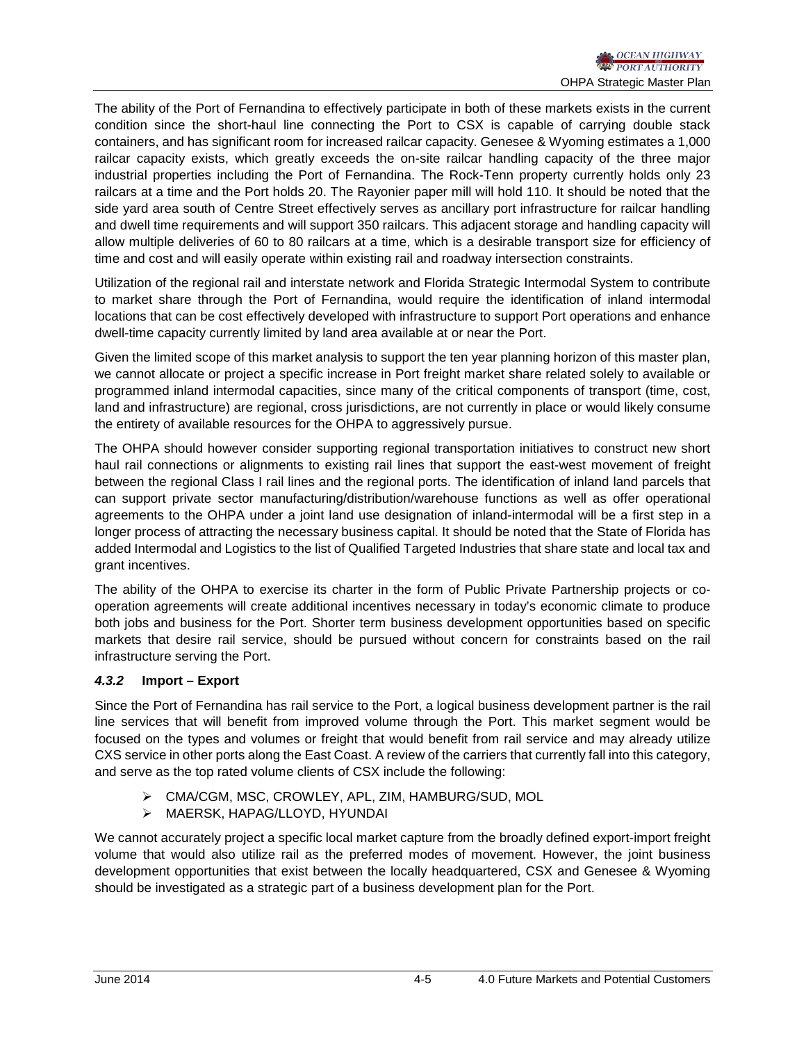The ability of the Port of Fernandina to effectively participate in both of these markets exists in the current condition since the short-haul line connecting the Port to CSX is capable of carrying double stack containers, and has significant room for increased railcar capacity. Genesee & Wyoming estimates a 1,000 railcar capacity exists, which greatly exceeds the on-site railcar handling capacity of the three major industrial properties including the Port of Fernandina. The Rock-Tenn property currently holds only 23 railcars at a time and the Port holds 20. The Rayonier paper mill will hold 110. It should be noted that the side yard area south of Centre Street effectively serves as ancillary port infrastructure for railcar handling and dwell time requirements and will support 350 railcars. This adjacent storage and handling capacity will allow multiple deliveries of 60 to 80 railcars at a time, which is a desirable transport size for efficiency of time and cost and will easily operate within existing rail and roadway intersection constraints.

Utilization of the regional rail and interstate network and Florida Strategic Intermodal System to contribute to market share through the Port of Fernandina, would require the identification of inland intermodal locations that can be cost effectively developed with infrastructure to support Port operations and enhance dwell-time capacity currently limited by land area available at or near the Port.

Given the limited scope of this market analysis to support the ten year planning horizon of this master plan, we cannot allocate or project a specific increase in Port freight market share related solely to available or programmed inland intermodal capacities, since many of the critical components of transport (time, cost, land and infrastructure) are regional, cross jurisdictions, are not currently in place or would likely consume the entirety of available resources for the OHPA to aggressively pursue.

The OHPA should however consider supporting regional transportation initiatives to construct new short haul rail connections or alignments to existing rail lines that support the east-west movement of freight between the regional Class I rail lines and the regional ports. The identification of inland land parcels that can support private sector manufacturing/distribution/warehouse functions as well as offer operational agreements to the OHPA under a joint land use designation of inland-intermodal will be a first step in a longer process of attracting the necessary business capital. It should be noted that the State of Florida has added Intermodal and Logistics to the list of Qualified Targeted Industries that share state and local tax and grant incentives.

The ability of the OHPA to exercise its charter in the form of Public Private Partnership projects or co-operation agreements will create additional incentives necessary in today's economic climate to produce both jobs and business for the Port. Shorter term business development opportunities based on specific markets that desire rail service, should be pursued without concern for constraints based on the rail infrastructure serving the Port.

### *4.3.2* Import – Export

Since the Port of Fernandina has rail service to the Port, a logical business development partner is the rail line services that will benefit from improved volume through the Port. This market segment would be focused on the types and volumes or freight that would benefit from rail service and may already utilize CXS service in other ports along the East Coast. A review of the carriers that currently fall into this category, and serve as the top rated volume clients of CSX include the following:

- CMA/CGM, MSC, CROWLEY, APL, ZIM, HAMBURG/SUD, MOL
- MAERSK, HAPAG/LLOYD, HYUNDAI

We cannot accurately project a specific local market capture from the broadly defined export-import freight volume that would also utilize rail as the preferred modes of movement. However, the joint business development opportunities that exist between the locally headquartered, CSX and Genesee & Wyoming should be investigated as a strategic part of a business development plan for the Port.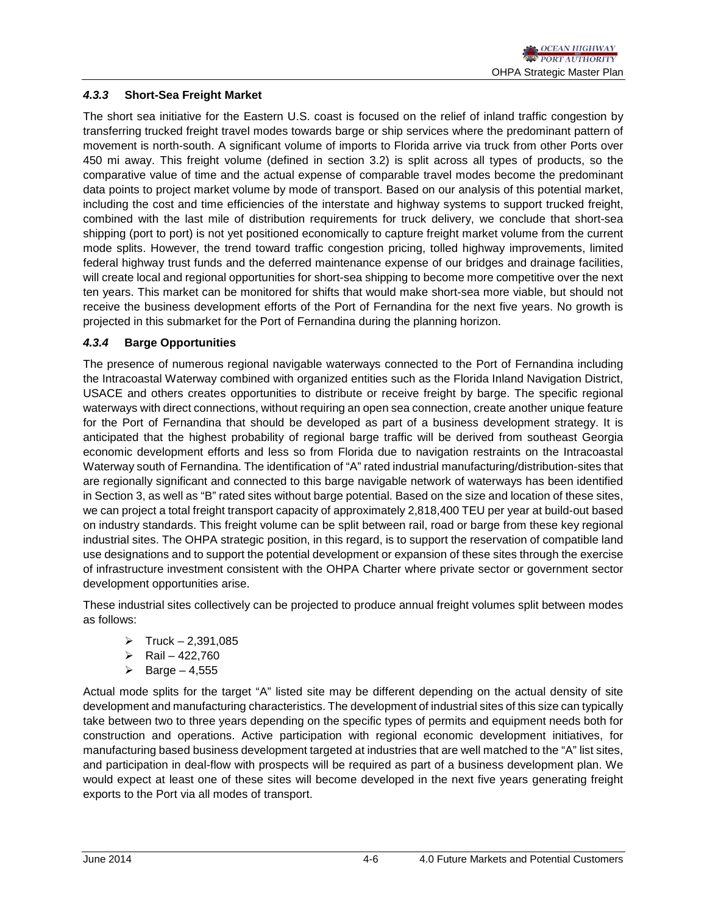### *4.3.3* Short-Sea Freight Market

The short sea initiative for the Eastern U.S. coast is focused on the relief of inland traffic congestion by transferring trucked freight travel modes towards barge or ship services where the predominant pattern of movement is north-south. A significant volume of imports to Florida arrive via truck from other Ports over 450 mi away. This freight volume (defined in section 3.2) is split across all types of products, so the comparative value of time and the actual expense of comparable travel modes become the predominant data points to project market volume by mode of transport. Based on our analysis of this potential market, including the cost and time efficiencies of the interstate and highway systems to support trucked freight, combined with the last mile of distribution requirements for truck delivery, we conclude that short-sea shipping (port to port) is not yet positioned economically to capture freight market volume from the current mode splits. However, the trend toward traffic congestion pricing, tolled highway improvements, limited federal highway trust funds and the deferred maintenance expense of our bridges and drainage facilities, will create local and regional opportunities for short-sea shipping to become more competitive over the next ten years. This market can be monitored for shifts that would make short-sea more viable, but should not receive the business development efforts of the Port of Fernandina for the next five years. No growth is projected in this submarket for the Port of Fernandina during the planning horizon.

### *4.3.4* Barge Opportunities

The presence of numerous regional navigable waterways connected to the Port of Fernandina including the Intracoastal Waterway combined with organized entities such as the Florida Inland Navigation District, USACE and others creates opportunities to distribute or receive freight by barge. The specific regional waterways with direct connections, without requiring an open sea connection, create another unique feature for the Port of Fernandina that should be developed as part of a business development strategy. It is anticipated that the highest probability of regional barge traffic will be derived from southeast Georgia economic development efforts and less so from Florida due to navigation restraints on the Intracoastal Waterway south of Fernandina. The identification of "A" rated industrial manufacturing/distribution-sites that are regionally significant and connected to this barge navigable network of waterways has been identified in Section 3, as well as "B" rated sites without barge potential. Based on the size and location of these sites, we can project a total freight transport capacity of approximately 2,818,400 TEU per year at build-out based on industry standards. This freight volume can be split between rail, road or barge from these key regional industrial sites. The OHPA strategic position, in this regard, is to support the reservation of compatible land use designations and to support the potential development or expansion of these sites through the exercise of infrastructure investment consistent with the OHPA Charter where private sector or government sector development opportunities arise.

These industrial sites collectively can be projected to produce annual freight volumes split between modes as follows:

- Truck – 2,391,085
- Rail – 422,760
- Barge – 4,555

Actual mode splits for the target "A" listed site may be different depending on the actual density of site development and manufacturing characteristics. The development of industrial sites of this size can typically take between two to three years depending on the specific types of permits and equipment needs both for construction and operations. Active participation with regional economic development initiatives, for manufacturing based business development targeted at industries that are well matched to the "A" list sites, and participation in deal-flow with prospects will be required as part of a business development plan. We would expect at least one of these sites will become developed in the next five years generating freight exports to the Port via all modes of transport.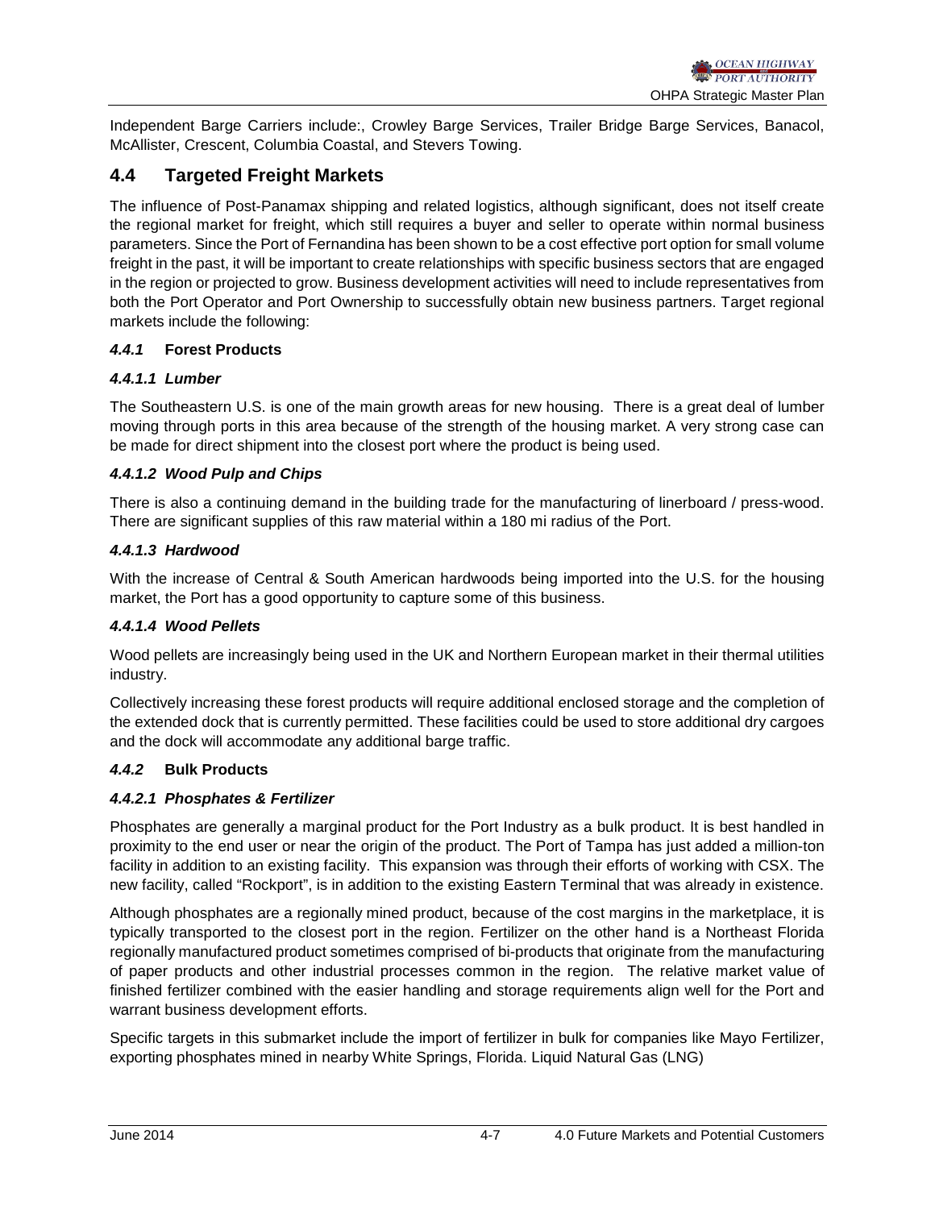Independent Barge Carriers include:, Crowley Barge Services, Trailer Bridge Barge Services, Banacol, McAllister, Crescent, Columbia Coastal, and Stevers Towing.

## 4.4 Targeted Freight Markets

The influence of Post-Panamax shipping and related logistics, although significant, does not itself create the regional market for freight, which still requires a buyer and seller to operate within normal business parameters. Since the Port of Fernandina has been shown to be a cost effective port option for small volume freight in the past, it will be important to create relationships with specific business sectors that are engaged in the region or projected to grow. Business development activities will need to include representatives from both the Port Operator and Port Ownership to successfully obtain new business partners. Target regional markets include the following:

### *4.4.1* Forest Products

#### *4.4.1.1 Lumber*

The Southeastern U.S. is one of the main growth areas for new housing. There is a great deal of lumber moving through ports in this area because of the strength of the housing market. A very strong case can be made for direct shipment into the closest port where the product is being used.

#### *4.4.1.2 Wood Pulp and Chips*

There is also a continuing demand in the building trade for the manufacturing of linerboard / press-wood. There are significant supplies of this raw material within a 180 mi radius of the Port.

#### *4.4.1.3 Hardwood*

With the increase of Central & South American hardwoods being imported into the U.S. for the housing market, the Port has a good opportunity to capture some of this business.

#### *4.4.1.4 Wood Pellets*

Wood pellets are increasingly being used in the UK and Northern European market in their thermal utilities industry.

Collectively increasing these forest products will require additional enclosed storage and the completion of the extended dock that is currently permitted. These facilities could be used to store additional dry cargoes and the dock will accommodate any additional barge traffic.

### *4.4.2* Bulk Products

#### *4.4.2.1 Phosphates & Fertilizer*

Phosphates are generally a marginal product for the Port Industry as a bulk product. It is best handled in proximity to the end user or near the origin of the product. The Port of Tampa has just added a million-ton facility in addition to an existing facility. This expansion was through their efforts of working with CSX. The new facility, called "Rockport", is in addition to the existing Eastern Terminal that was already in existence.

Although phosphates are a regionally mined product, because of the cost margins in the marketplace, it is typically transported to the closest port in the region. Fertilizer on the other hand is a Northeast Florida regionally manufactured product sometimes comprised of bi-products that originate from the manufacturing of paper products and other industrial processes common in the region. The relative market value of finished fertilizer combined with the easier handling and storage requirements align well for the Port and warrant business development efforts.

Specific targets in this submarket include the import of fertilizer in bulk for companies like Mayo Fertilizer, exporting phosphates mined in nearby White Springs, Florida. Liquid Natural Gas (LNG)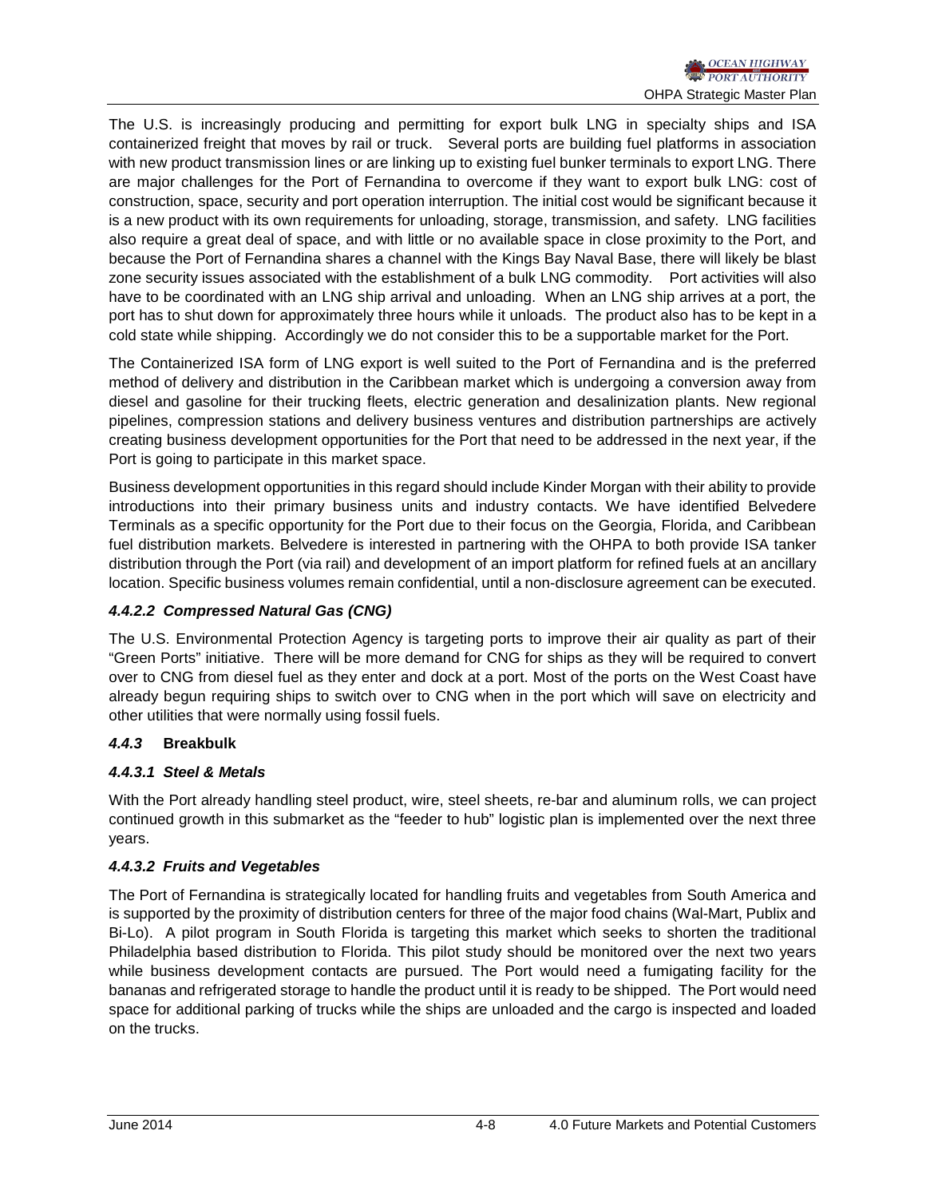The U.S. is increasingly producing and permitting for export bulk LNG in specialty ships and ISA containerized freight that moves by rail or truck. Several ports are building fuel platforms in association with new product transmission lines or are linking up to existing fuel bunker terminals to export LNG. There are major challenges for the Port of Fernandina to overcome if they want to export bulk LNG: cost of construction, space, security and port operation interruption. The initial cost would be significant because it is a new product with its own requirements for unloading, storage, transmission, and safety. LNG facilities also require a great deal of space, and with little or no available space in close proximity to the Port, and because the Port of Fernandina shares a channel with the Kings Bay Naval Base, there will likely be blast zone security issues associated with the establishment of a bulk LNG commodity. Port activities will also have to be coordinated with an LNG ship arrival and unloading. When an LNG ship arrives at a port, the port has to shut down for approximately three hours while it unloads. The product also has to be kept in a cold state while shipping. Accordingly we do not consider this to be a supportable market for the Port.

The Containerized ISA form of LNG export is well suited to the Port of Fernandina and is the preferred method of delivery and distribution in the Caribbean market which is undergoing a conversion away from diesel and gasoline for their trucking fleets, electric generation and desalinization plants. New regional pipelines, compression stations and delivery business ventures and distribution partnerships are actively creating business development opportunities for the Port that need to be addressed in the next year, if the Port is going to participate in this market space.

Business development opportunities in this regard should include Kinder Morgan with their ability to provide introductions into their primary business units and industry contacts. We have identified Belvedere Terminals as a specific opportunity for the Port due to their focus on the Georgia, Florida, and Caribbean fuel distribution markets. Belvedere is interested in partnering with the OHPA to both provide ISA tanker distribution through the Port (via rail) and development of an import platform for refined fuels at an ancillary location. Specific business volumes remain confidential, until a non-disclosure agreement can be executed.

#### *4.4.2.2 Compressed Natural Gas (CNG)*

The U.S. Environmental Protection Agency is targeting ports to improve their air quality as part of their "Green Ports" initiative. There will be more demand for CNG for ships as they will be required to convert over to CNG from diesel fuel as they enter and dock at a port. Most of the ports on the West Coast have already begun requiring ships to switch over to CNG when in the port which will save on electricity and other utilities that were normally using fossil fuels.

### *4.4.3* **Breakbulk**

#### *4.4.3.1 Steel & Metals*

With the Port already handling steel product, wire, steel sheets, re-bar and aluminum rolls, we can project continued growth in this submarket as the "feeder to hub" logistic plan is implemented over the next three years.

#### *4.4.3.2 Fruits and Vegetables*

The Port of Fernandina is strategically located for handling fruits and vegetables from South America and is supported by the proximity of distribution centers for three of the major food chains (Wal-Mart, Publix and Bi-Lo). A pilot program in South Florida is targeting this market which seeks to shorten the traditional Philadelphia based distribution to Florida. This pilot study should be monitored over the next two years while business development contacts are pursued. The Port would need a fumigating facility for the bananas and refrigerated storage to handle the product until it is ready to be shipped. The Port would need space for additional parking of trucks while the ships are unloaded and the cargo is inspected and loaded on the trucks.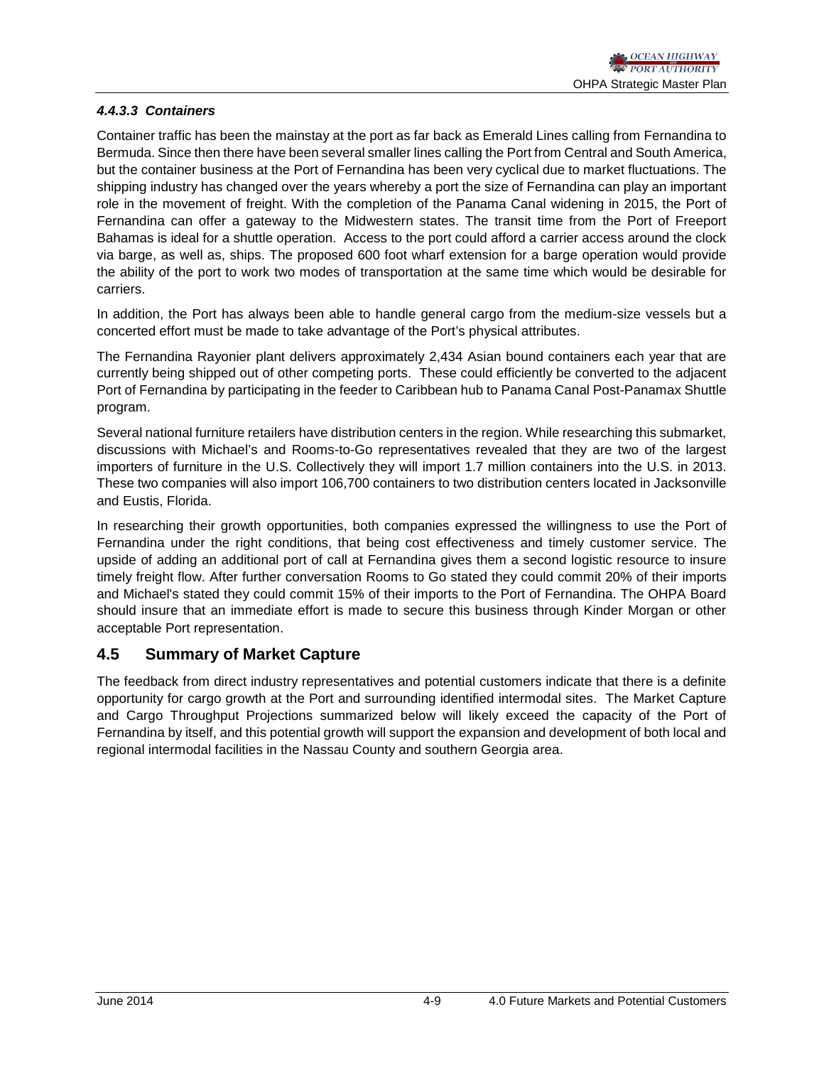#### *4.4.3.3 Containers*

Container traffic has been the mainstay at the port as far back as Emerald Lines calling from Fernandina to Bermuda. Since then there have been several smaller lines calling the Port from Central and South America, but the container business at the Port of Fernandina has been very cyclical due to market fluctuations. The shipping industry has changed over the years whereby a port the size of Fernandina can play an important role in the movement of freight. With the completion of the Panama Canal widening in 2015, the Port of Fernandina can offer a gateway to the Midwestern states. The transit time from the Port of Freeport Bahamas is ideal for a shuttle operation. Access to the port could afford a carrier access around the clock via barge, as well as, ships. The proposed 600 foot wharf extension for a barge operation would provide the ability of the port to work two modes of transportation at the same time which would be desirable for carriers.

In addition, the Port has always been able to handle general cargo from the medium-size vessels but a concerted effort must be made to take advantage of the Port's physical attributes.

The Fernandina Rayonier plant delivers approximately 2,434 Asian bound containers each year that are currently being shipped out of other competing ports. These could efficiently be converted to the adjacent Port of Fernandina by participating in the feeder to Caribbean hub to Panama Canal Post-Panamax Shuttle program.

Several national furniture retailers have distribution centers in the region. While researching this submarket, discussions with Michael's and Rooms-to-Go representatives revealed that they are two of the largest importers of furniture in the U.S. Collectively they will import 1.7 million containers into the U.S. in 2013. These two companies will also import 106,700 containers to two distribution centers located in Jacksonville and Eustis, Florida.

In researching their growth opportunities, both companies expressed the willingness to use the Port of Fernandina under the right conditions, that being cost effectiveness and timely customer service. The upside of adding an additional port of call at Fernandina gives them a second logistic resource to insure timely freight flow. After further conversation Rooms to Go stated they could commit 20% of their imports and Michael's stated they could commit 15% of their imports to the Port of Fernandina. The OHPA Board should insure that an immediate effort is made to secure this business through Kinder Morgan or other acceptable Port representation.

## 4.5 Summary of Market Capture

The feedback from direct industry representatives and potential customers indicate that there is a definite opportunity for cargo growth at the Port and surrounding identified intermodal sites. The Market Capture and Cargo Throughput Projections summarized below will likely exceed the capacity of the Port of Fernandina by itself, and this potential growth will support the expansion and development of both local and regional intermodal facilities in the Nassau County and southern Georgia area.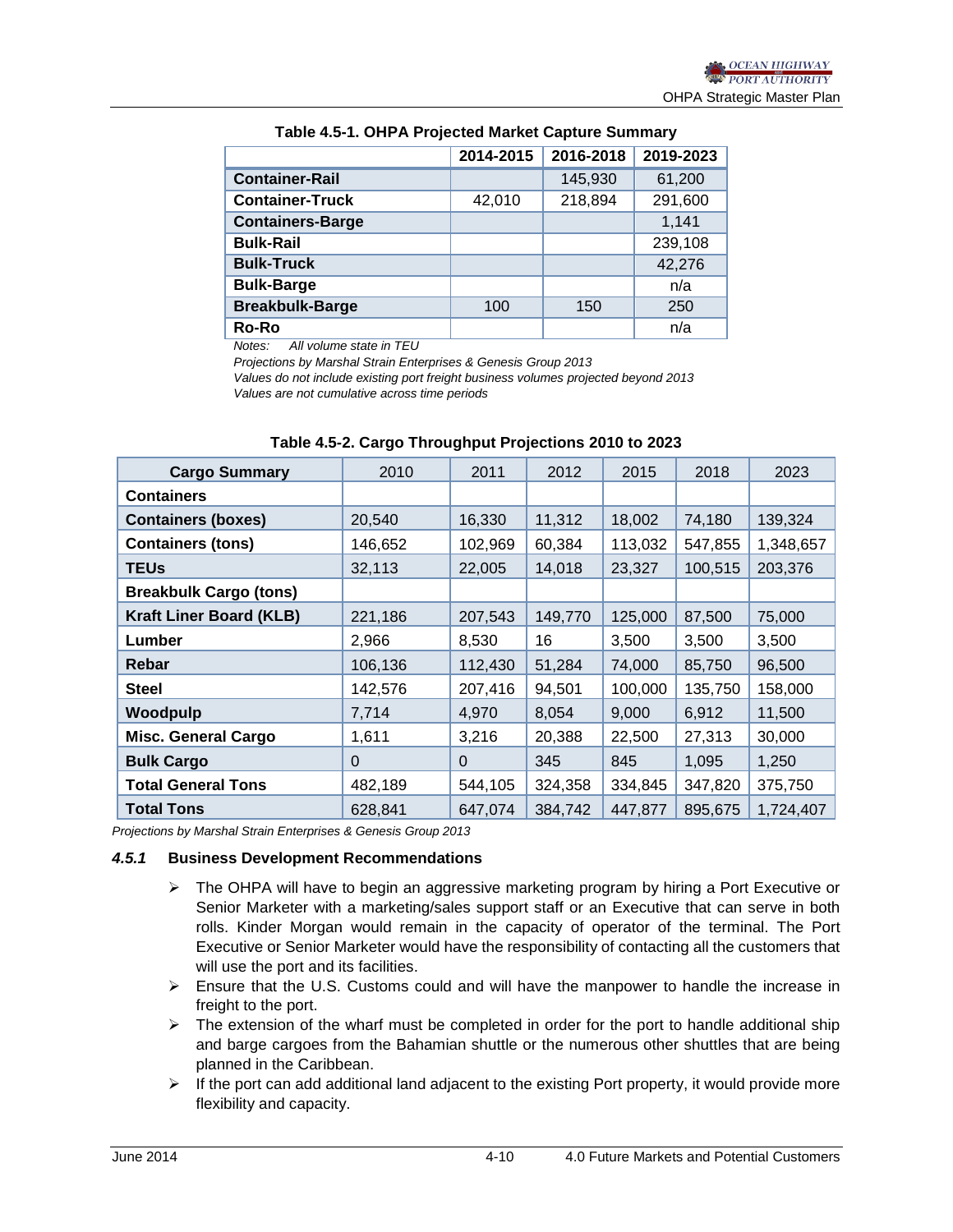**Table 4.5-1. OHPA Projected Market Capture Summary**

| | 2014-2015 | 2016-2018 | 2019-2023 |
|---|---|---|---|
| **Container-Rail** | | 145,930 | 61,200 |
| **Container-Truck** | 42,010 | 218,894 | 291,600 |
| **Containers-Barge** | | | 1,141 |
| **Bulk-Rail** | | | 239,108 |
| **Bulk-Truck** | | | 42,276 |
| **Bulk-Barge** | | | n/a |
| **Breakbulk-Barge** | 100 | 150 | 250 |
| **Ro-Ro** | | | n/a |

*Notes: All volume state in TEU*
*Projections by Marshal Strain Enterprises & Genesis Group 2013*
*Values do not include existing port freight business volumes projected beyond 2013*
*Values are not cumulative across time periods*

**Table 4.5-2. Cargo Throughput Projections 2010 to 2023**

| Cargo Summary | 2010 | 2011 | 2012 | 2015 | 2018 | 2023 |
|---|---|---|---|---|---|---|
| **Containers** | | | | | | |
| **Containers (boxes)** | 20,540 | 16,330 | 11,312 | 18,002 | 74,180 | 139,324 |
| **Containers (tons)** | 146,652 | 102,969 | 60,384 | 113,032 | 547,855 | 1,348,657 |
| **TEUs** | 32,113 | 22,005 | 14,018 | 23,327 | 100,515 | 203,376 |
| **Breakbulk Cargo (tons)** | | | | | | |
| **Kraft Liner Board (KLB)** | 221,186 | 207,543 | 149,770 | 125,000 | 87,500 | 75,000 |
| **Lumber** | 2,966 | 8,530 | 16 | 3,500 | 3,500 | 3,500 |
| **Rebar** | 106,136 | 112,430 | 51,284 | 74,000 | 85,750 | 96,500 |
| **Steel** | 142,576 | 207,416 | 94,501 | 100,000 | 135,750 | 158,000 |
| **Woodpulp** | 7,714 | 4,970 | 8,054 | 9,000 | 6,912 | 11,500 |
| **Misc. General Cargo** | 1,611 | 3,216 | 20,388 | 22,500 | 27,313 | 30,000 |
| **Bulk Cargo** | 0 | 0 | 345 | 845 | 1,095 | 1,250 |
| **Total General Tons** | 482,189 | 544,105 | 324,358 | 334,845 | 347,820 | 375,750 |
| **Total Tons** | 628,841 | 647,074 | 384,742 | 447,877 | 895,675 | 1,724,407 |

*Projections by Marshal Strain Enterprises & Genesis Group 2013*

### *4.5.1* Business Development Recommendations

- The OHPA will have to begin an aggressive marketing program by hiring a Port Executive or Senior Marketer with a marketing/sales support staff or an Executive that can serve in both rolls. Kinder Morgan would remain in the capacity of operator of the terminal. The Port Executive or Senior Marketer would have the responsibility of contacting all the customers that will use the port and its facilities.
- Ensure that the U.S. Customs could and will have the manpower to handle the increase in freight to the port.
- The extension of the wharf must be completed in order for the port to handle additional ship and barge cargoes from the Bahamian shuttle or the numerous other shuttles that are being planned in the Caribbean.
- If the port can add additional land adjacent to the existing Port property, it would provide more flexibility and capacity.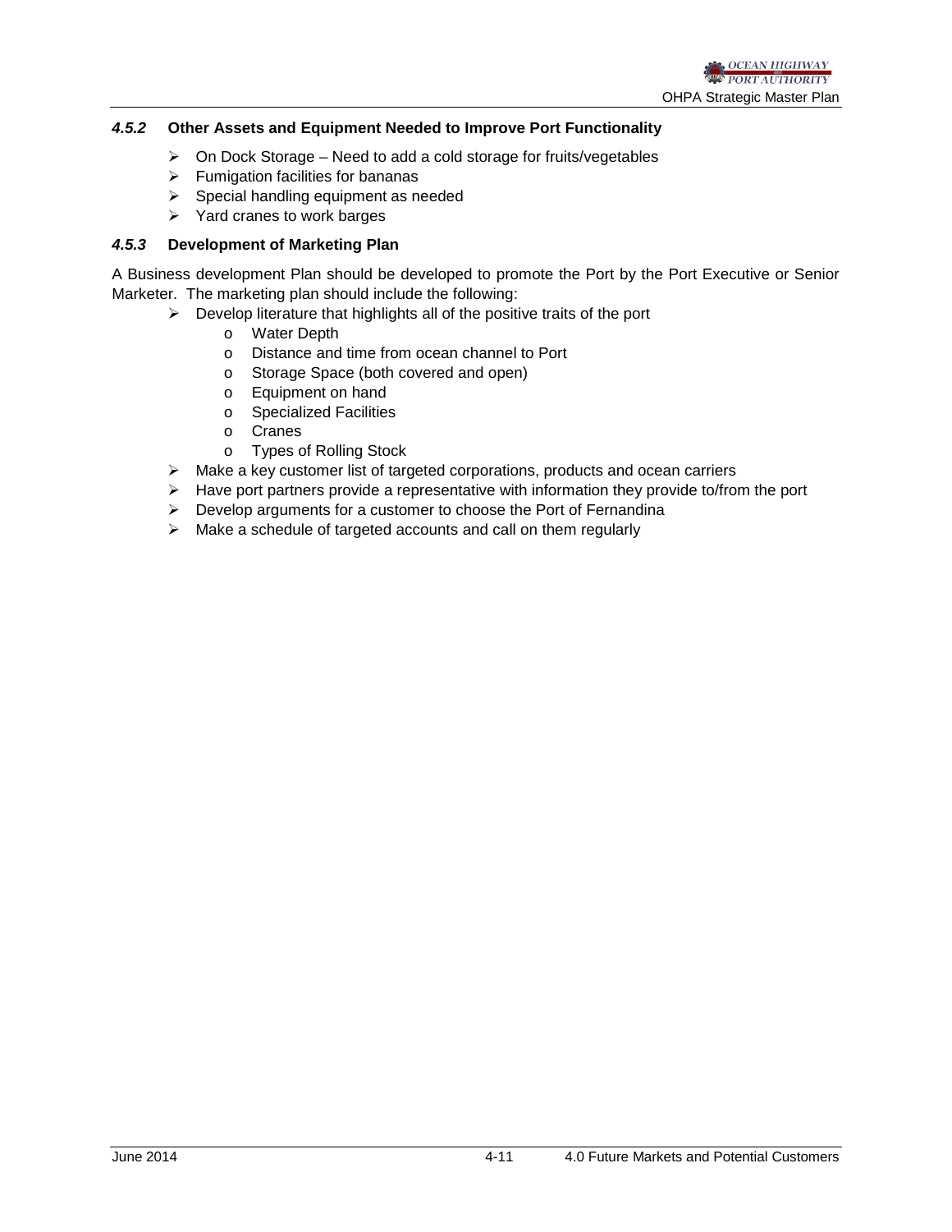#### *4.5.2* Other Assets and Equipment Needed to Improve Port Functionality

- On Dock Storage – Need to add a cold storage for fruits/vegetables
- Fumigation facilities for bananas
- Special handling equipment as needed
- Yard cranes to work barges

#### *4.5.3* Development of Marketing Plan

A Business development Plan should be developed to promote the Port by the Port Executive or Senior Marketer. The marketing plan should include the following:

- Develop literature that highlights all of the positive traits of the port
  - Water Depth
  - Distance and time from ocean channel to Port
  - Storage Space (both covered and open)
  - Equipment on hand
  - Specialized Facilities
  - Cranes
  - Types of Rolling Stock
- Make a key customer list of targeted corporations, products and ocean carriers
- Have port partners provide a representative with information they provide to/from the port
- Develop arguments for a customer to choose the Port of Fernandina
- Make a schedule of targeted accounts and call on them regularly